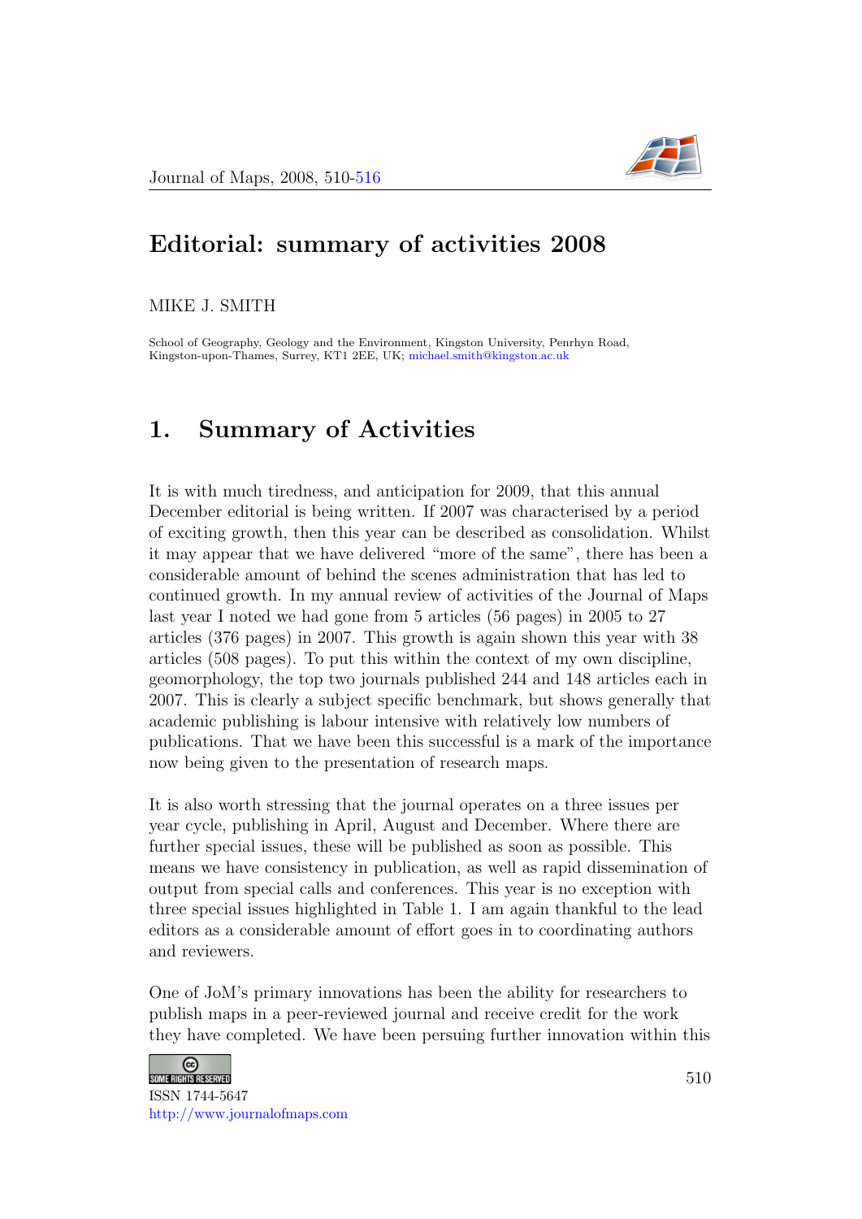# Editorial: summary of activities 2008

MIKE J. SMITH

School of Geography, Geology and the Environment, Kingston University, Penrhyn Road, Kingston-upon-Thames, Surrey, KT1 2EE, UK; michael.smith@kingston.ac.uk

## 1. Summary of Activities

It is with much tiredness, and anticipation for 2009, that this annual December editorial is being written. If 2007 was characterised by a period of exciting growth, then this year can be described as consolidation. Whilst it may appear that we have delivered "more of the same", there has been a considerable amount of behind the scenes administration that has led to continued growth. In my annual review of activities of the Journal of Maps last year I noted we had gone from 5 articles (56 pages) in 2005 to 27 articles (376 pages) in 2007. This growth is again shown this year with 38 articles (508 pages). To put this within the context of my own discipline, geomorphology, the top two journals published 244 and 148 articles each in 2007. This is clearly a subject specific benchmark, but shows generally that academic publishing is labour intensive with relatively low numbers of publications. That we have been this successful is a mark of the importance now being given to the presentation of research maps.

It is also worth stressing that the journal operates on a three issues per year cycle, publishing in April, August and December. Where there are further special issues, these will be published as soon as possible. This means we have consistency in publication, as well as rapid dissemination of output from special calls and conferences. This year is no exception with three special issues highlighted in Table 1. I am again thankful to the lead editors as a considerable amount of effort goes in to coordinating authors and reviewers.

One of JoM's primary innovations has been the ability for researchers to publish maps in a peer-reviewed journal and receive credit for the work they have completed. We have been persuing further innovation within this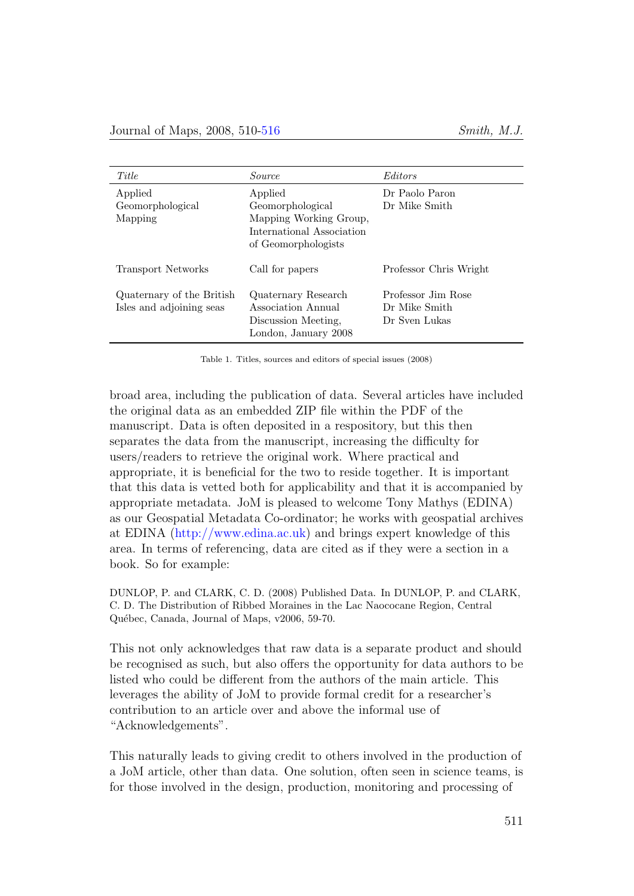| *Title* | *Source* | *Editors* |
| --- | --- | --- |
| Applied Geomorphological Mapping | Applied Geomorphological Mapping Working Group, International Association of Geomorphologists | Dr Paolo Paron<br>Dr Mike Smith |
| Transport Networks | Call for papers | Professor Chris Wright |
| Quaternary of the British Isles and adjoining seas | Quaternary Research Association Annual Discussion Meeting, London, January 2008 | Professor Jim Rose<br>Dr Mike Smith<br>Dr Sven Lukas |

Table 1. Titles, sources and editors of special issues (2008)

broad area, including the publication of data. Several articles have included the original data as an embedded ZIP file within the PDF of the manuscript. Data is often deposited in a respository, but this then separates the data from the manuscript, increasing the difficulty for users/readers to retrieve the original work. Where practical and appropriate, it is beneficial for the two to reside together. It is important that this data is vetted both for applicability and that it is accompanied by appropriate metadata. JoM is pleased to welcome Tony Mathys (EDINA) as our Geospatial Metadata Co-ordinator; he works with geospatial archives at EDINA (http://www.edina.ac.uk) and brings expert knowledge of this area. In terms of referencing, data are cited as if they were a section in a book. So for example:

DUNLOP, P. and CLARK, C. D. (2008) Published Data. In DUNLOP, P. and CLARK, C. D. The Distribution of Ribbed Moraines in the Lac Naocócane Region, Central Québec, Canada, Journal of Maps, v2006, 59-70.

This not only acknowledges that raw data is a separate product and should be recognised as such, but also offers the opportunity for data authors to be listed who could be different from the authors of the main article. This leverages the ability of JoM to provide formal credit for a researcher's contribution to an article over and above the informal use of "Acknowledgements".

This naturally leads to giving credit to others involved in the production of a JoM article, other than data. One solution, often seen in science teams, is for those involved in the design, production, monitoring and processing of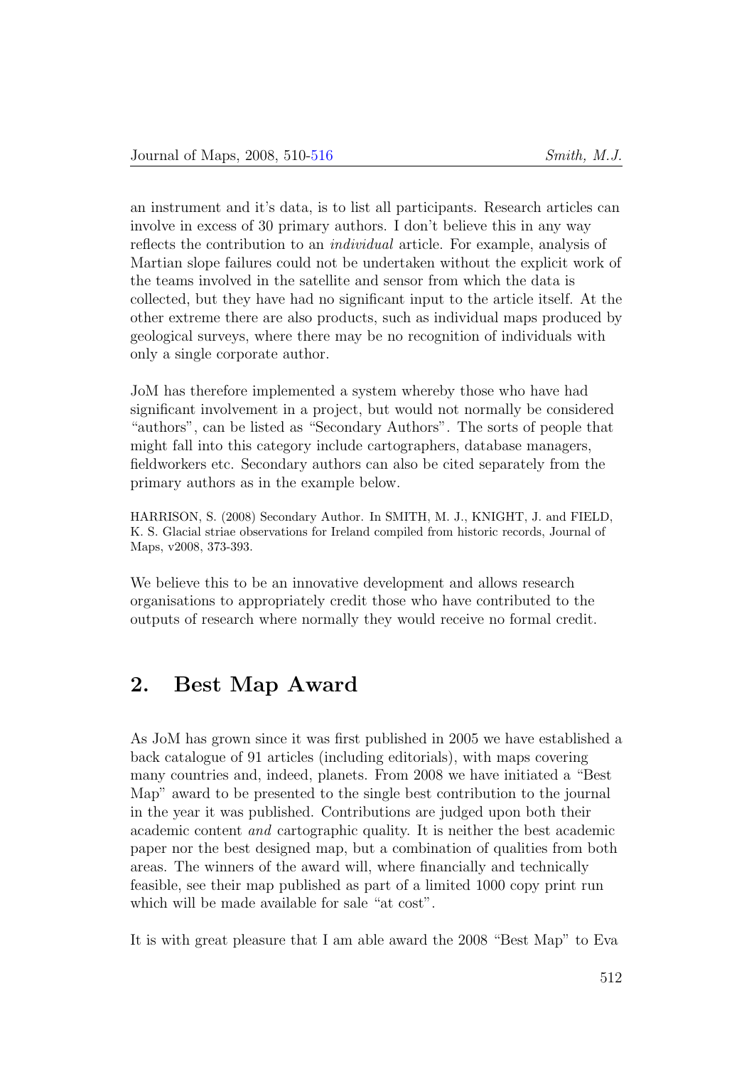an instrument and it's data, is to list all participants. Research articles can involve in excess of 30 primary authors. I don't believe this in any way reflects the contribution to an *individual* article. For example, analysis of Martian slope failures could not be undertaken without the explicit work of the teams involved in the satellite and sensor from which the data is collected, but they have had no significant input to the article itself. At the other extreme there are also products, such as individual maps produced by geological surveys, where there may be no recognition of individuals with only a single corporate author.

JoM has therefore implemented a system whereby those who have had significant involvement in a project, but would not normally be considered "authors", can be listed as "Secondary Authors". The sorts of people that might fall into this category include cartographers, database managers, fieldworkers etc. Secondary authors can also be cited separately from the primary authors as in the example below.

HARRISON, S. (2008) Secondary Author. In SMITH, M. J., KNIGHT, J. and FIELD, K. S. Glacial striae observations for Ireland compiled from historic records, Journal of Maps, v2008, 373-393.

We believe this to be an innovative development and allows research organisations to appropriately credit those who have contributed to the outputs of research where normally they would receive no formal credit.

## 2. Best Map Award

As JoM has grown since it was first published in 2005 we have established a back catalogue of 91 articles (including editorials), with maps covering many countries and, indeed, planets. From 2008 we have initiated a "Best Map" award to be presented to the single best contribution to the journal in the year it was published. Contributions are judged upon both their academic content *and* cartographic quality. It is neither the best academic paper nor the best designed map, but a combination of qualities from both areas. The winners of the award will, where financially and technically feasible, see their map published as part of a limited 1000 copy print run which will be made available for sale "at cost".

It is with great pleasure that I am able award the 2008 "Best Map" to Eva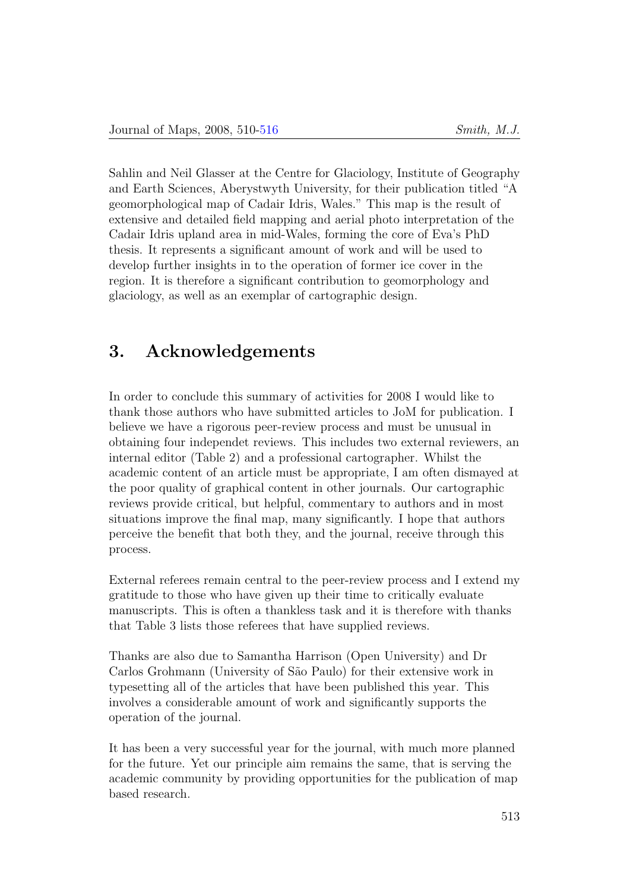Sahlin and Neil Glasser at the Centre for Glaciology, Institute of Geography and Earth Sciences, Aberystwyth University, for their publication titled "A geomorphological map of Cadair Idris, Wales." This map is the result of extensive and detailed field mapping and aerial photo interpretation of the Cadair Idris upland area in mid-Wales, forming the core of Eva's PhD thesis. It represents a significant amount of work and will be used to develop further insights in to the operation of former ice cover in the region. It is therefore a significant contribution to geomorphology and glaciology, as well as an exemplar of cartographic design.

## 3. Acknowledgements

In order to conclude this summary of activities for 2008 I would like to thank those authors who have submitted articles to JoM for publication. I believe we have a rigorous peer-review process and must be unusual in obtaining four independet reviews. This includes two external reviewers, an internal editor (Table 2) and a professional cartographer. Whilst the academic content of an article must be appropriate, I am often dismayed at the poor quality of graphical content in other journals. Our cartographic reviews provide critical, but helpful, commentary to authors and in most situations improve the final map, many significantly. I hope that authors perceive the benefit that both they, and the journal, receive through this process.

External referees remain central to the peer-review process and I extend my gratitude to those who have given up their time to critically evaluate manuscripts. This is often a thankless task and it is therefore with thanks that Table 3 lists those referees that have supplied reviews.

Thanks are also due to Samantha Harrison (Open University) and Dr Carlos Grohmann (University of São Paulo) for their extensive work in typesetting all of the articles that have been published this year. This involves a considerable amount of work and significantly supports the operation of the journal.

It has been a very successful year for the journal, with much more planned for the future. Yet our principle aim remains the same, that is serving the academic community by providing opportunities for the publication of map based research.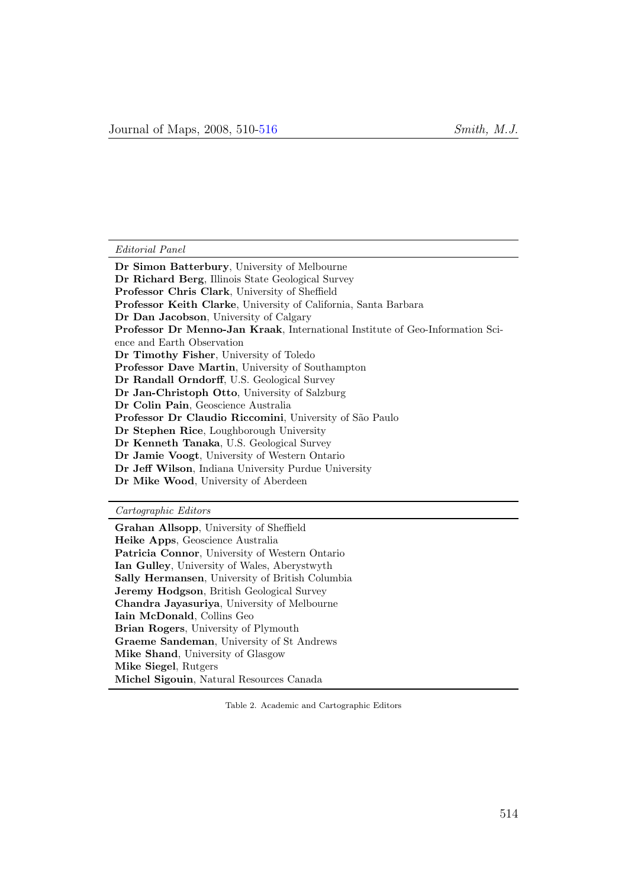| *Editorial Panel* |
|---|
| **Dr Simon Batterbury**, University of Melbourne |
| **Dr Richard Berg**, Illinois State Geological Survey |
| **Professor Chris Clark**, University of Sheffield |
| **Professor Keith Clarke**, University of California, Santa Barbara |
| **Dr Dan Jacobson**, University of Calgary |
| **Professor Dr Menno-Jan Kraak**, International Institute of Geo-Information Science and Earth Observation |
| **Dr Timothy Fisher**, University of Toledo |
| **Professor Dave Martin**, University of Southampton |
| **Dr Randall Orndorff**, U.S. Geological Survey |
| **Dr Jan-Christoph Otto**, University of Salzburg |
| **Dr Colin Pain**, Geoscience Australia |
| **Professor Dr Claudio Riccomini**, University of São Paulo |
| **Dr Stephen Rice**, Loughborough University |
| **Dr Kenneth Tanaka**, U.S. Geological Survey |
| **Dr Jamie Voogt**, University of Western Ontario |
| **Dr Jeff Wilson**, Indiana University Purdue University |
| **Dr Mike Wood**, University of Aberdeen |
| *Cartographic Editors* |
| **Grahan Allsopp**, University of Sheffield |
| **Heike Apps**, Geoscience Australia |
| **Patricia Connor**, University of Western Ontario |
| **Ian Gulley**, University of Wales, Aberystwyth |
| **Sally Hermansen**, University of British Columbia |
| **Jeremy Hodgson**, British Geological Survey |
| **Chandra Jayasuriya**, University of Melbourne |
| **Iain McDonald**, Collins Geo |
| **Brian Rogers**, University of Plymouth |
| **Graeme Sandeman**, University of St Andrews |
| **Mike Shand**, University of Glasgow |
| **Mike Siegel**, Rutgers |
| **Michel Sigouin**, Natural Resources Canada |

Table 2. Academic and Cartographic Editors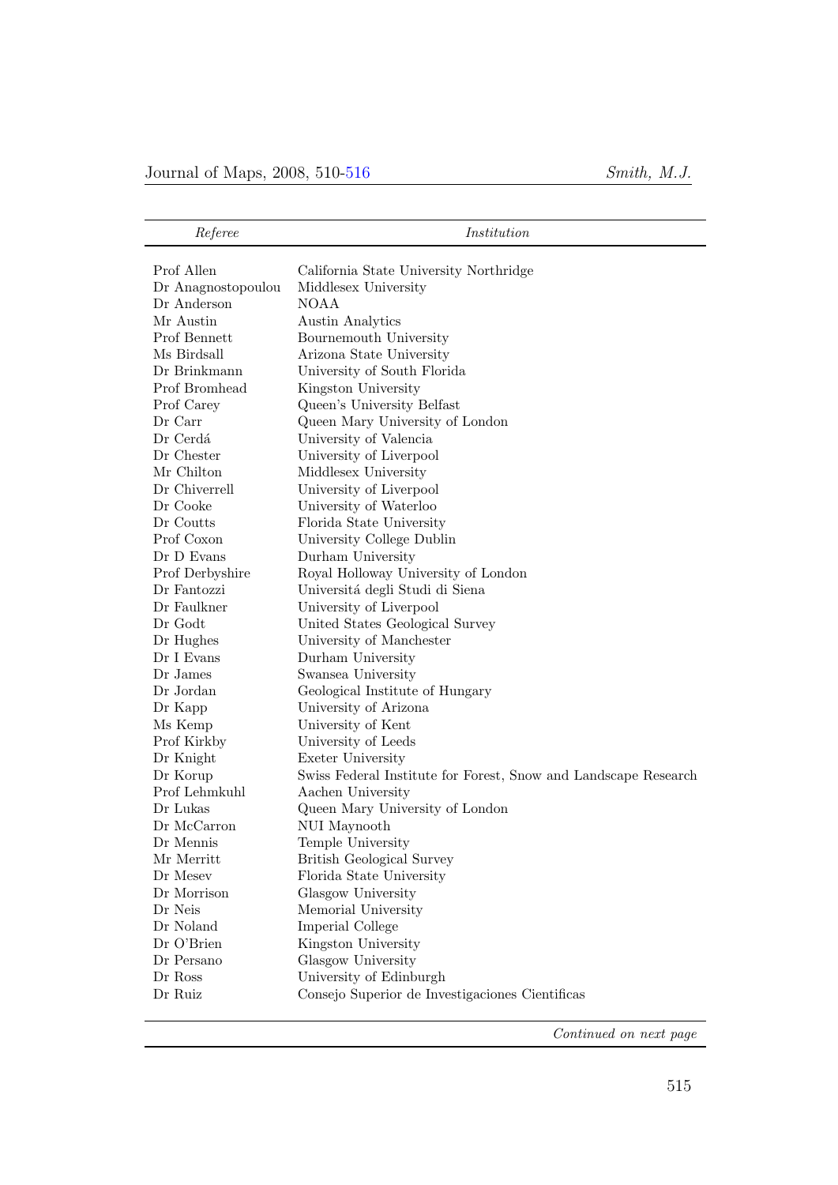| *Referee* | *Institution* |
|---|---|
| Prof Allen | California State University Northridge |
| Dr Anagnostopoulou | Middlesex University |
| Dr Anderson | NOAA |
| Mr Austin | Austin Analytics |
| Prof Bennett | Bournemouth University |
| Ms Birdsall | Arizona State University |
| Dr Brinkmann | University of South Florida |
| Prof Bromhead | Kingston University |
| Prof Carey | Queen's University Belfast |
| Dr Carr | Queen Mary University of London |
| Dr Cerdá | University of Valencia |
| Dr Chester | University of Liverpool |
| Mr Chilton | Middlesex University |
| Dr Chiverrell | University of Liverpool |
| Dr Cooke | University of Waterloo |
| Dr Coutts | Florida State University |
| Prof Coxon | University College Dublin |
| Dr D Evans | Durham University |
| Prof Derbyshire | Royal Holloway University of London |
| Dr Fantozzi | Universitá degli Studi di Siena |
| Dr Faulkner | University of Liverpool |
| Dr Godt | United States Geological Survey |
| Dr Hughes | University of Manchester |
| Dr I Evans | Durham University |
| Dr James | Swansea University |
| Dr Jordan | Geological Institute of Hungary |
| Dr Kapp | University of Arizona |
| Ms Kemp | University of Kent |
| Prof Kirkby | University of Leeds |
| Dr Knight | Exeter University |
| Dr Korup | Swiss Federal Institute for Forest, Snow and Landscape Research |
| Prof Lehmkuhl | Aachen University |
| Dr Lukas | Queen Mary University of London |
| Dr McCarron | NUI Maynooth |
| Dr Mennis | Temple University |
| Mr Merritt | British Geological Survey |
| Dr Mesev | Florida State University |
| Dr Morrison | Glasgow University |
| Dr Neis | Memorial University |
| Dr Noland | Imperial College |
| Dr O'Brien | Kingston University |
| Dr Persano | Glasgow University |
| Dr Ross | University of Edinburgh |
| Dr Ruiz | Consejo Superior de Investigaciones Cientificas |

*Continued on next page*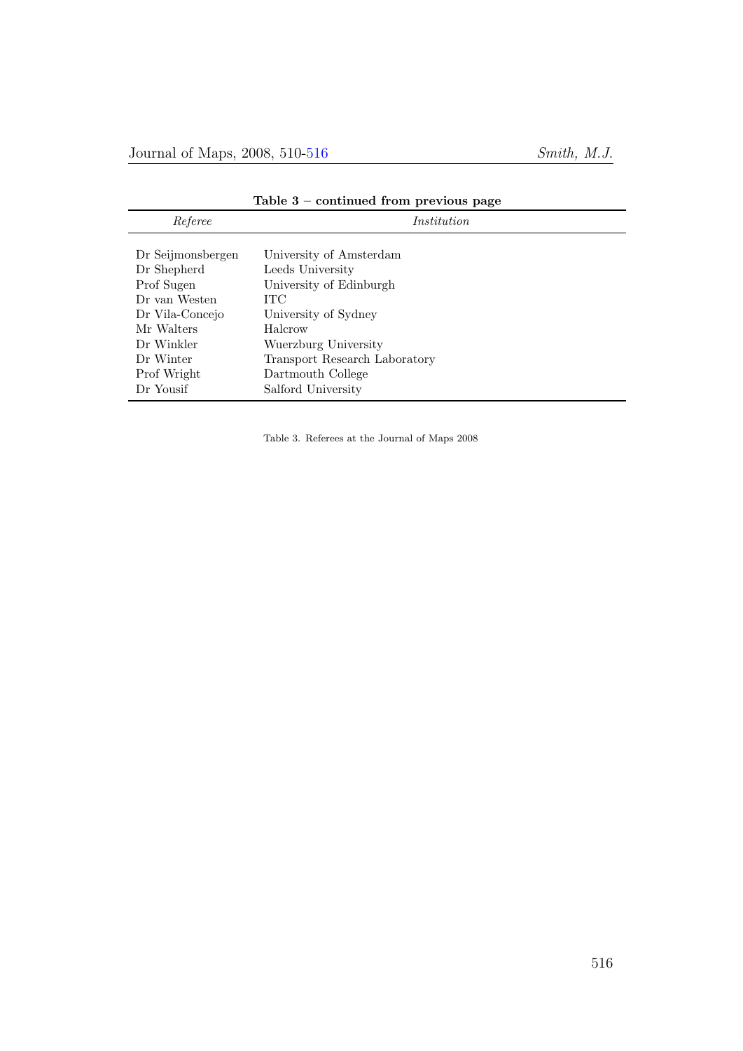**Table 3 – continued from previous page**

| *Referee* | *Institution* |
|---|---|
| Dr Seijmonsbergen | University of Amsterdam |
| Dr Shepherd | Leeds University |
| Prof Sugen | University of Edinburgh |
| Dr van Westen | ITC |
| Dr Vila-Concejo | University of Sydney |
| Mr Walters | Halcrow |
| Dr Winkler | Wuerzburg University |
| Dr Winter | Transport Research Laboratory |
| Prof Wright | Dartmouth College |
| Dr Yousif | Salford University |

Table 3. Referees at the Journal of Maps 2008